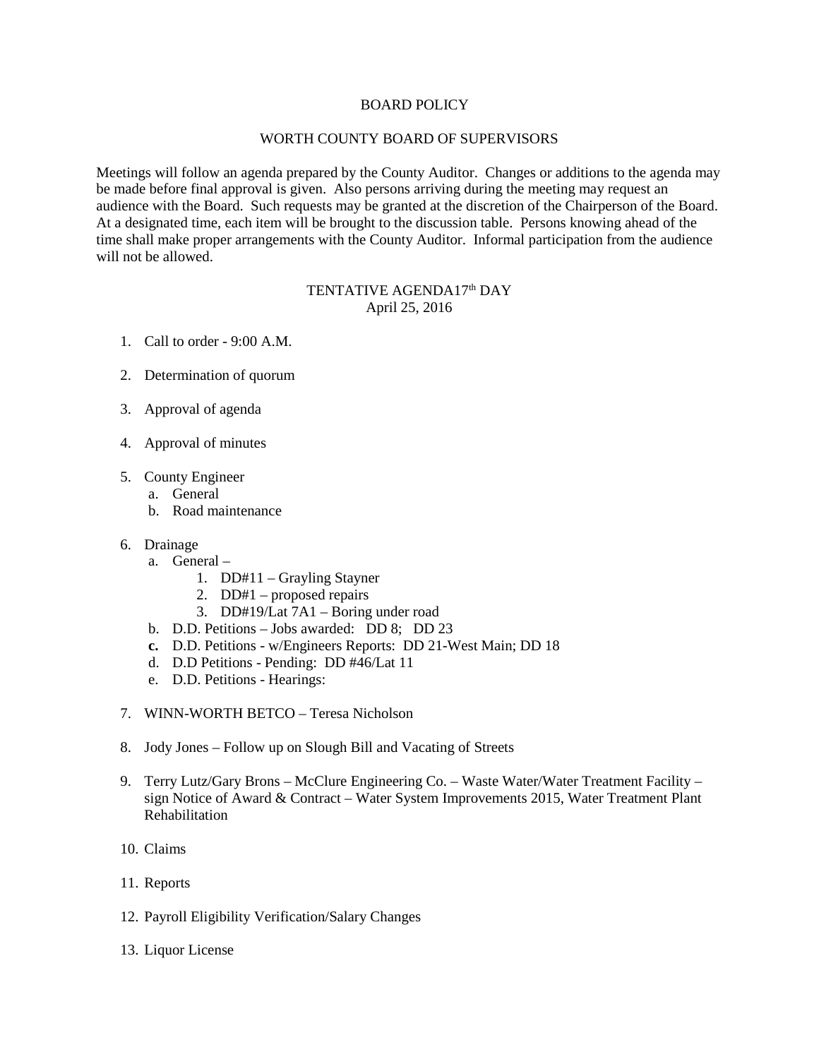# BOARD POLICY

## WORTH COUNTY BOARD OF SUPERVISORS

Meetings will follow an agenda prepared by the County Auditor. Changes or additions to the agenda may be made before final approval is given. Also persons arriving during the meeting may request an audience with the Board. Such requests may be granted at the discretion of the Chairperson of the Board. At a designated time, each item will be brought to the discussion table. Persons knowing ahead of the time shall make proper arrangements with the County Auditor. Informal participation from the audience will not be allowed.

TENTATIVE AGENDA17th DAY
April 25, 2016

1. Call to order - 9:00 A.M.

2. Determination of quorum

3. Approval of agenda

4. Approval of minutes

5. County Engineer
   a. General
   b. Road maintenance

6. Drainage
   a. General –
      1. DD#11 – Grayling Stayner
      2. DD#1 – proposed repairs
      3. DD#19/Lat 7A1 – Boring under road
   b. D.D. Petitions – Jobs awarded: DD 8; DD 23
   **c.** D.D. Petitions - w/Engineers Reports: DD 21-West Main; DD 18
   d. D.D Petitions - Pending: DD #46/Lat 11
   e. D.D. Petitions - Hearings:

7. WINN-WORTH BETCO – Teresa Nicholson

8. Jody Jones – Follow up on Slough Bill and Vacating of Streets

9. Terry Lutz/Gary Brons – McClure Engineering Co. – Waste Water/Water Treatment Facility – sign Notice of Award & Contract – Water System Improvements 2015, Water Treatment Plant Rehabilitation

10. Claims

11. Reports

12. Payroll Eligibility Verification/Salary Changes

13. Liquor License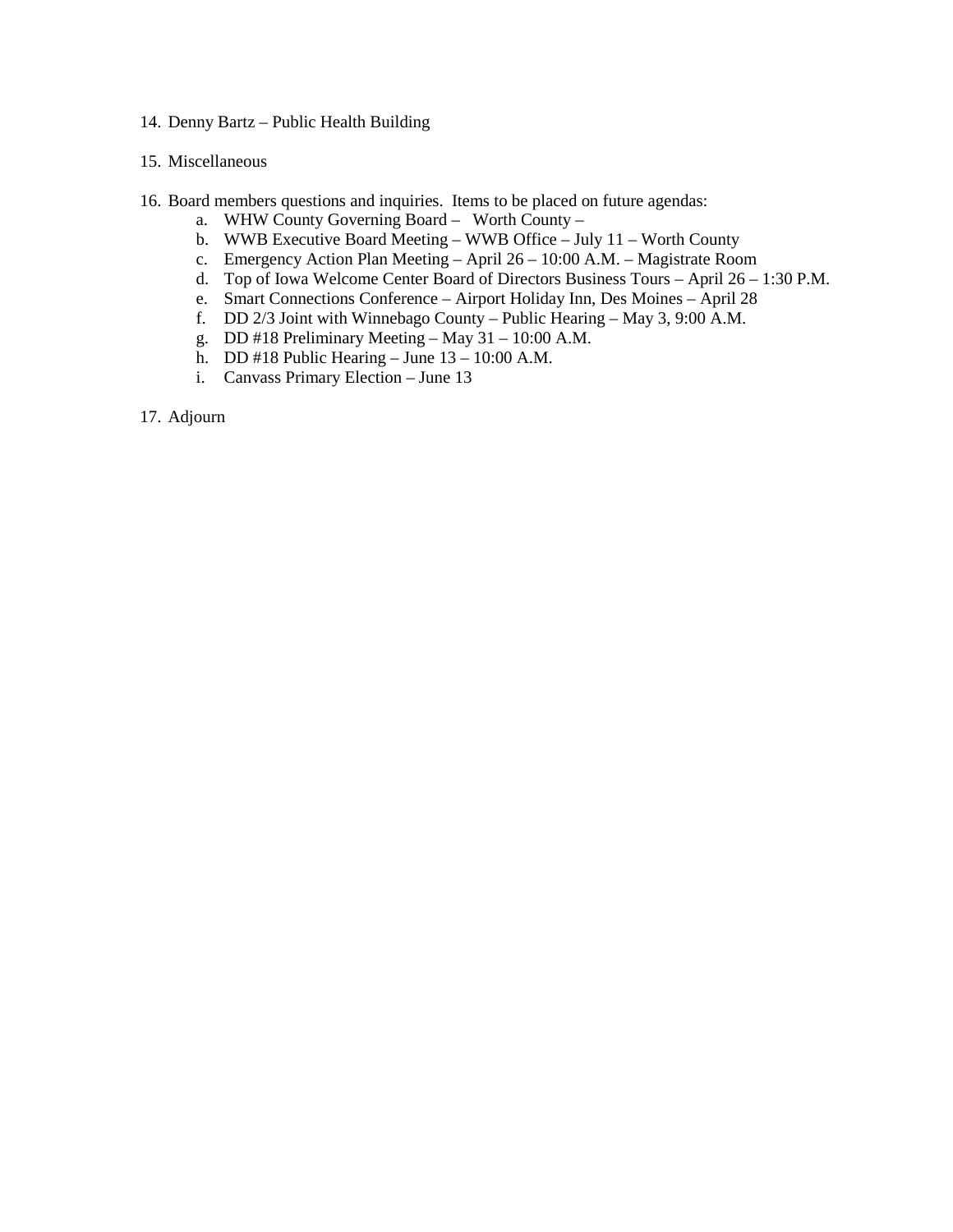14. Denny Bartz – Public Health Building

15. Miscellaneous

16. Board members questions and inquiries. Items to be placed on future agendas:
    a. WHW County Governing Board – Worth County –
    b. WWB Executive Board Meeting – WWB Office – July 11 – Worth County
    c. Emergency Action Plan Meeting – April 26 – 10:00 A.M. – Magistrate Room
    d. Top of Iowa Welcome Center Board of Directors Business Tours – April 26 – 1:30 P.M.
    e. Smart Connections Conference – Airport Holiday Inn, Des Moines – April 28
    f. DD 2/3 Joint with Winnebago County – Public Hearing – May 3, 9:00 A.M.
    g. DD #18 Preliminary Meeting – May 31 – 10:00 A.M.
    h. DD #18 Public Hearing – June 13 – 10:00 A.M.
    i. Canvass Primary Election – June 13

17. Adjourn